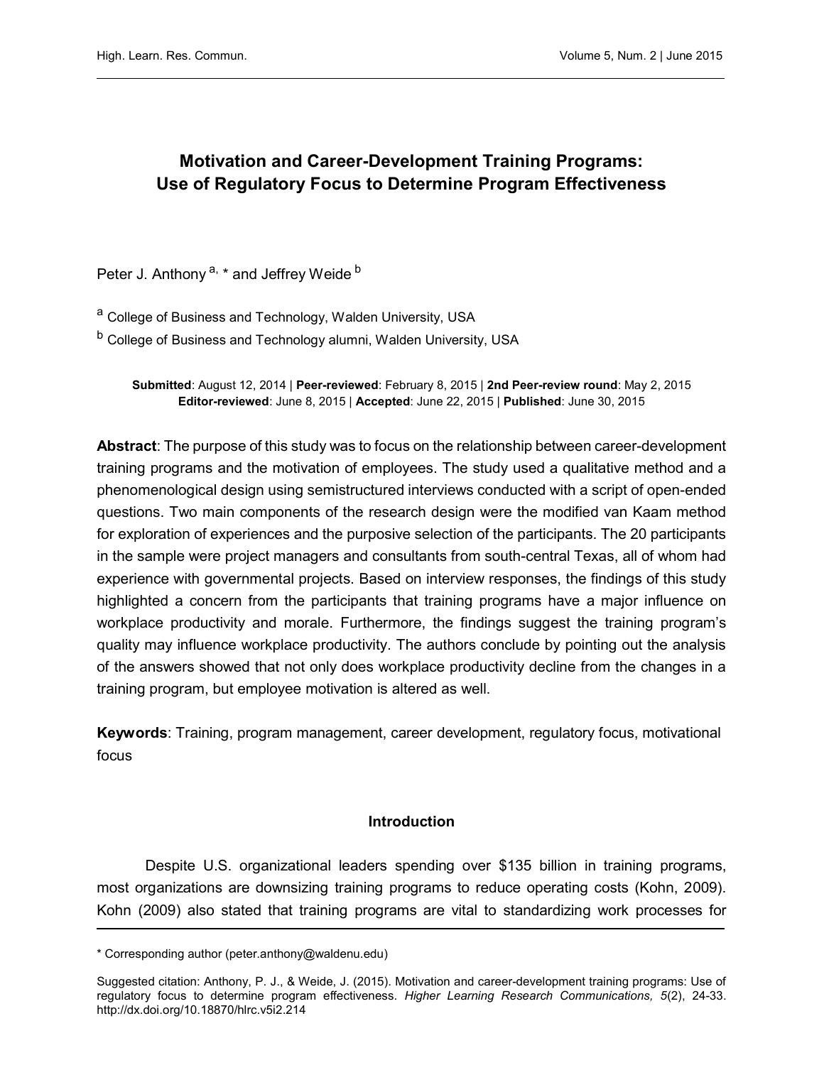# Motivation and Career-Development Training Programs: Use of Regulatory Focus to Determine Program Effectiveness

Peter J. Anthony [a, *] and Jeffrey Weide [b]

[a] College of Business and Technology, Walden University, USA

[b] College of Business and Technology alumni, Walden University, USA

**Submitted**: August 12, 2014 | **Peer-reviewed**: February 8, 2015 | **2nd Peer-review round**: May 2, 2015
**Editor-reviewed**: June 8, 2015 | **Accepted**: June 22, 2015 | **Published**: June 30, 2015

**Abstract**: The purpose of this study was to focus on the relationship between career-development training programs and the motivation of employees. The study used a qualitative method and a phenomenological design using semistructured interviews conducted with a script of open-ended questions. Two main components of the research design were the modified van Kaam method for exploration of experiences and the purposive selection of the participants. The 20 participants in the sample were project managers and consultants from south-central Texas, all of whom had experience with governmental projects. Based on interview responses, the findings of this study highlighted a concern from the participants that training programs have a major influence on workplace productivity and morale. Furthermore, the findings suggest the training program's quality may influence workplace productivity. The authors conclude by pointing out the analysis of the answers showed that not only does workplace productivity decline from the changes in a training program, but employee motivation is altered as well.

**Keywords**: Training, program management, career development, regulatory focus, motivational focus

## Introduction

Despite U.S. organizational leaders spending over $135 billion in training programs, most organizations are downsizing training programs to reduce operating costs (Kohn, 2009). Kohn (2009) also stated that training programs are vital to standardizing work processes for

---

\* Corresponding author (peter.anthony@waldenu.edu)

Suggested citation: Anthony, P. J., & Weide, J. (2015). Motivation and career-development training programs: Use of regulatory focus to determine program effectiveness. *Higher Learning Research Communications, 5*(2), 24-33. http://dx.doi.org/10.18870/hlrc.v5i2.214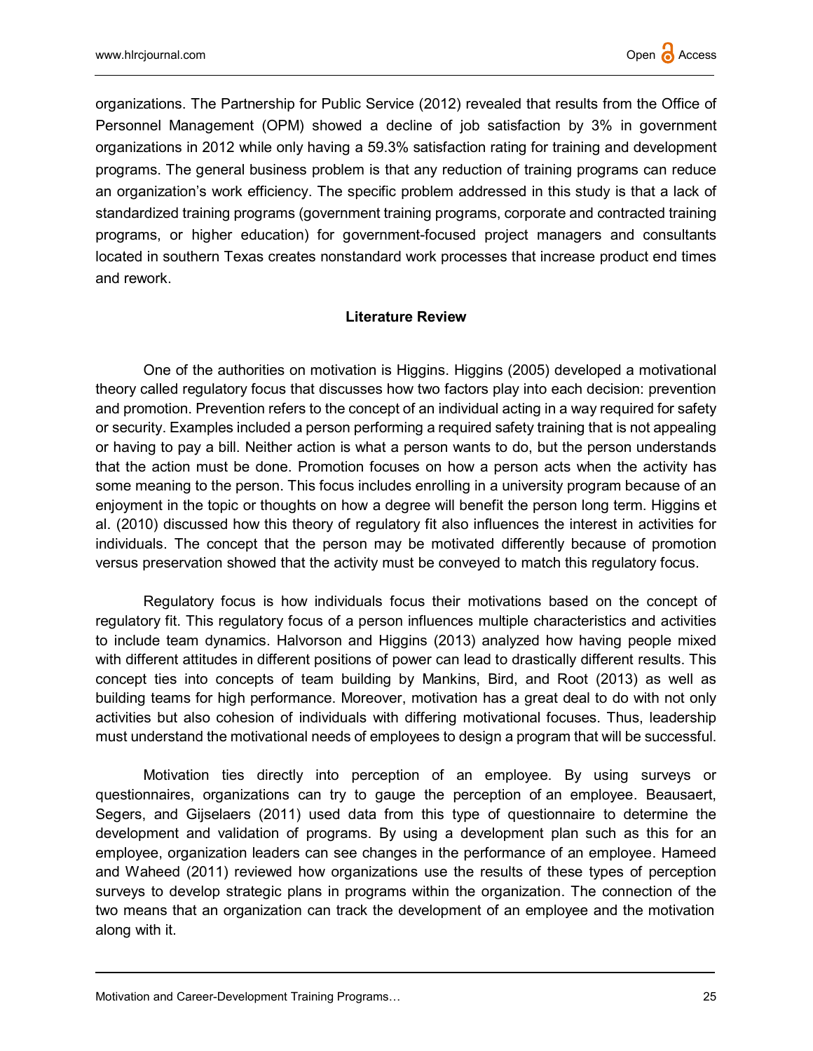organizations. The Partnership for Public Service (2012) revealed that results from the Office of Personnel Management (OPM) showed a decline of job satisfaction by 3% in government organizations in 2012 while only having a 59.3% satisfaction rating for training and development programs. The general business problem is that any reduction of training programs can reduce an organization's work efficiency. The specific problem addressed in this study is that a lack of standardized training programs (government training programs, corporate and contracted training programs, or higher education) for government-focused project managers and consultants located in southern Texas creates nonstandard work processes that increase product end times and rework.

## Literature Review

One of the authorities on motivation is Higgins. Higgins (2005) developed a motivational theory called regulatory focus that discusses how two factors play into each decision: prevention and promotion. Prevention refers to the concept of an individual acting in a way required for safety or security. Examples included a person performing a required safety training that is not appealing or having to pay a bill. Neither action is what a person wants to do, but the person understands that the action must be done. Promotion focuses on how a person acts when the activity has some meaning to the person. This focus includes enrolling in a university program because of an enjoyment in the topic or thoughts on how a degree will benefit the person long term. Higgins et al. (2010) discussed how this theory of regulatory fit also influences the interest in activities for individuals. The concept that the person may be motivated differently because of promotion versus preservation showed that the activity must be conveyed to match this regulatory focus.

Regulatory focus is how individuals focus their motivations based on the concept of regulatory fit. This regulatory focus of a person influences multiple characteristics and activities to include team dynamics. Halvorson and Higgins (2013) analyzed how having people mixed with different attitudes in different positions of power can lead to drastically different results. This concept ties into concepts of team building by Mankins, Bird, and Root (2013) as well as building teams for high performance. Moreover, motivation has a great deal to do with not only activities but also cohesion of individuals with differing motivational focuses. Thus, leadership must understand the motivational needs of employees to design a program that will be successful.

Motivation ties directly into perception of an employee. By using surveys or questionnaires, organizations can try to gauge the perception of an employee. Beausaert, Segers, and Gijselaers (2011) used data from this type of questionnaire to determine the development and validation of programs. By using a development plan such as this for an employee, organization leaders can see changes in the performance of an employee. Hameed and Waheed (2011) reviewed how organizations use the results of these types of perception surveys to develop strategic plans in programs within the organization. The connection of the two means that an organization can track the development of an employee and the motivation along with it.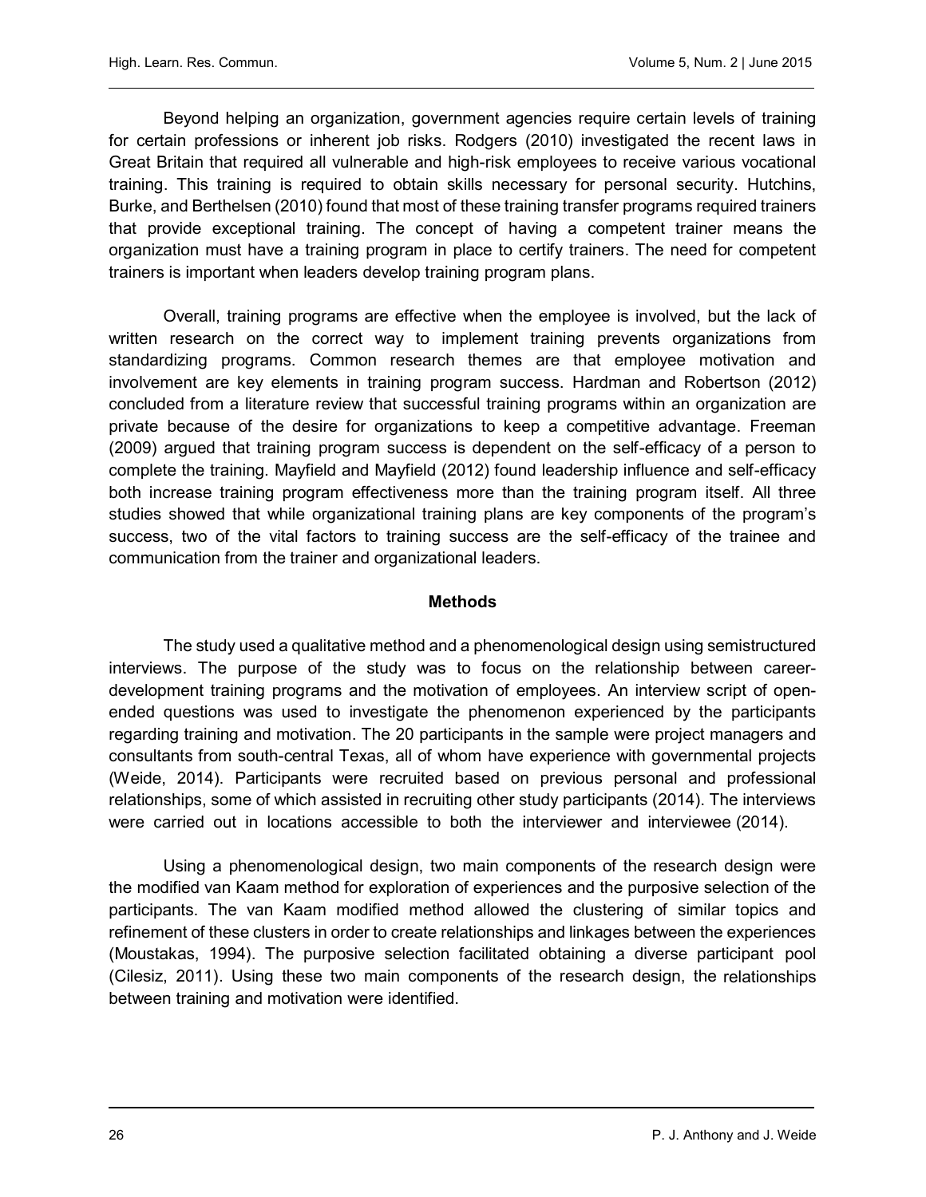Beyond helping an organization, government agencies require certain levels of training for certain professions or inherent job risks. Rodgers (2010) investigated the recent laws in Great Britain that required all vulnerable and high-risk employees to receive various vocational training. This training is required to obtain skills necessary for personal security. Hutchins, Burke, and Berthelsen (2010) found that most of these training transfer programs required trainers that provide exceptional training. The concept of having a competent trainer means the organization must have a training program in place to certify trainers. The need for competent trainers is important when leaders develop training program plans.

Overall, training programs are effective when the employee is involved, but the lack of written research on the correct way to implement training prevents organizations from standardizing programs. Common research themes are that employee motivation and involvement are key elements in training program success. Hardman and Robertson (2012) concluded from a literature review that successful training programs within an organization are private because of the desire for organizations to keep a competitive advantage. Freeman (2009) argued that training program success is dependent on the self-efficacy of a person to complete the training. Mayfield and Mayfield (2012) found leadership influence and self-efficacy both increase training program effectiveness more than the training program itself. All three studies showed that while organizational training plans are key components of the program's success, two of the vital factors to training success are the self-efficacy of the trainee and communication from the trainer and organizational leaders.

## Methods

The study used a qualitative method and a phenomenological design using semistructured interviews. The purpose of the study was to focus on the relationship between career-development training programs and the motivation of employees. An interview script of open-ended questions was used to investigate the phenomenon experienced by the participants regarding training and motivation. The 20 participants in the sample were project managers and consultants from south-central Texas, all of whom have experience with governmental projects (Weide, 2014). Participants were recruited based on previous personal and professional relationships, some of which assisted in recruiting other study participants (2014). The interviews were carried out in locations accessible to both the interviewer and interviewee (2014).

Using a phenomenological design, two main components of the research design were the modified van Kaam method for exploration of experiences and the purposive selection of the participants. The van Kaam modified method allowed the clustering of similar topics and refinement of these clusters in order to create relationships and linkages between the experiences (Moustakas, 1994). The purposive selection facilitated obtaining a diverse participant pool (Cilesiz, 2011). Using these two main components of the research design, the relationships between training and motivation were identified.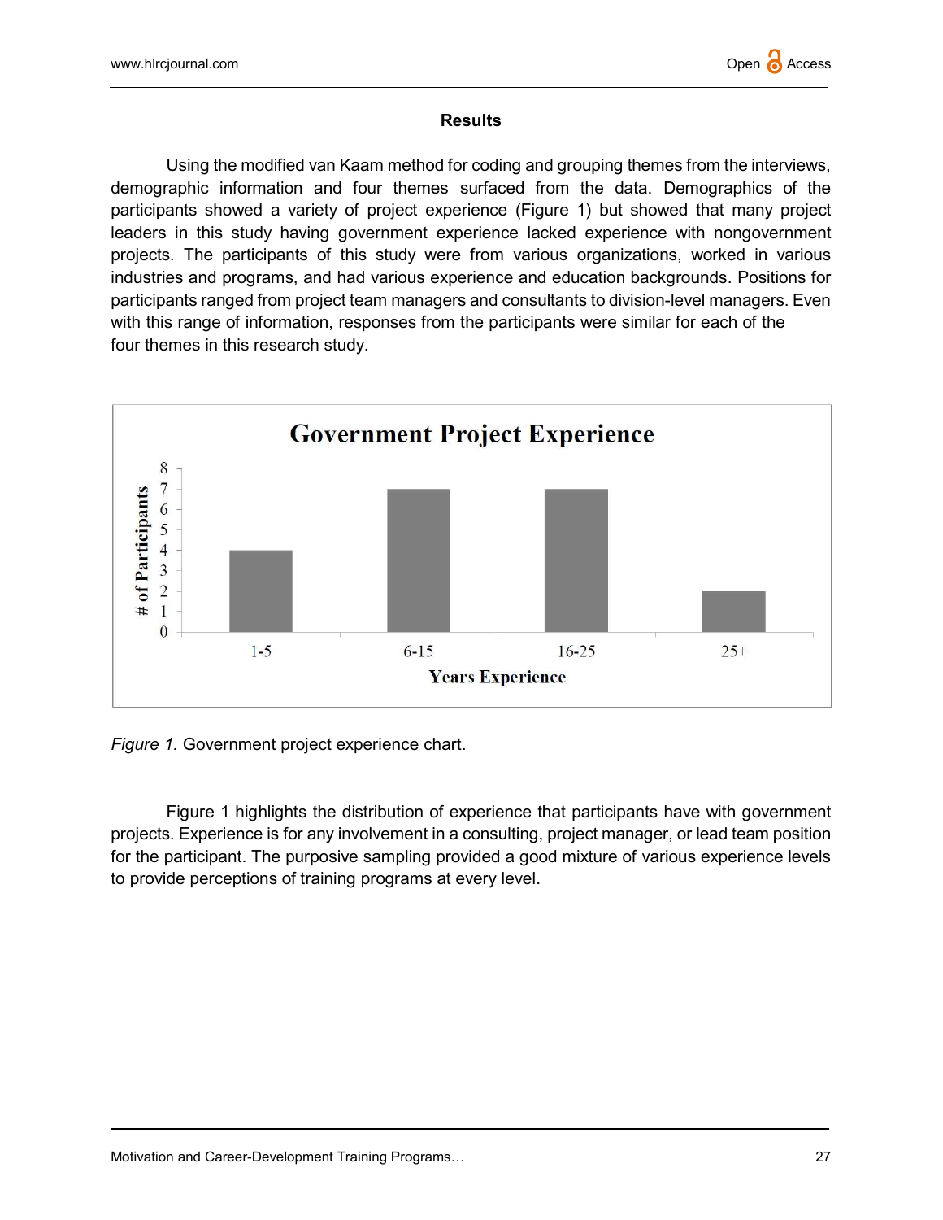## Results

Using the modified van Kaam method for coding and grouping themes from the interviews, demographic information and four themes surfaced from the data. Demographics of the participants showed a variety of project experience (Figure 1) but showed that many project leaders in this study having government experience lacked experience with nongovernment projects. The participants of this study were from various organizations, worked in various industries and programs, and had various experience and education backgrounds. Positions for participants ranged from project team managers and consultants to division-level managers. Even with this range of information, responses from the participants were similar for each of the four themes in this research study.

*Figure 1.* Government project experience chart.

Figure 1 highlights the distribution of experience that participants have with government projects. Experience is for any involvement in a consulting, project manager, or lead team position for the participant. The purposive sampling provided a good mixture of various experience levels to provide perceptions of training programs at every level.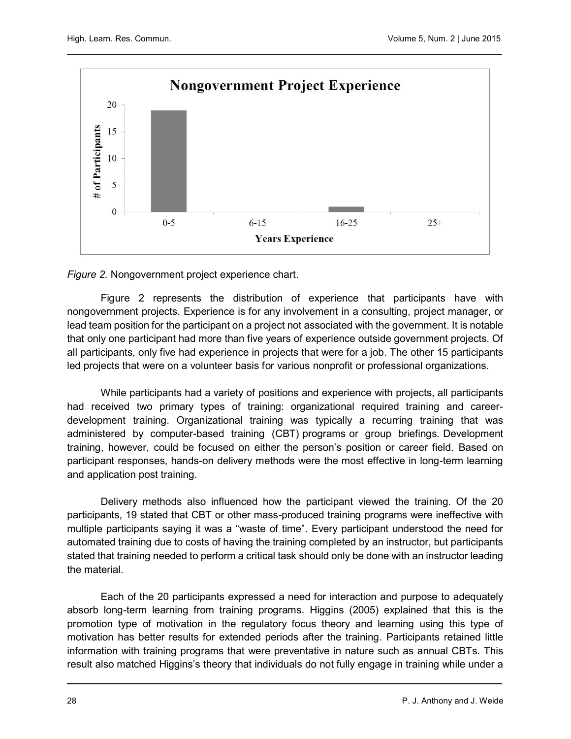*Figure 2.* Nongovernment project experience chart.

Figure 2 represents the distribution of experience that participants have with nongovernment projects. Experience is for any involvement in a consulting, project manager, or lead team position for the participant on a project not associated with the government. It is notable that only one participant had more than five years of experience outside government projects. Of all participants, only five had experience in projects that were for a job. The other 15 participants led projects that were on a volunteer basis for various nonprofit or professional organizations.

While participants had a variety of positions and experience with projects, all participants had received two primary types of training: organizational required training and career-development training. Organizational training was typically a recurring training that was administered by computer-based training (CBT) programs or group briefings. Development training, however, could be focused on either the person's position or career field. Based on participant responses, hands-on delivery methods were the most effective in long-term learning and application post training.

Delivery methods also influenced how the participant viewed the training. Of the 20 participants, 19 stated that CBT or other mass-produced training programs were ineffective with multiple participants saying it was a "waste of time". Every participant understood the need for automated training due to costs of having the training completed by an instructor, but participants stated that training needed to perform a critical task should only be done with an instructor leading the material.

Each of the 20 participants expressed a need for interaction and purpose to adequately absorb long-term learning from training programs. Higgins (2005) explained that this is the promotion type of motivation in the regulatory focus theory and learning using this type of motivation has better results for extended periods after the training. Participants retained little information with training programs that were preventative in nature such as annual CBTs. This result also matched Higgins's theory that individuals do not fully engage in training while under a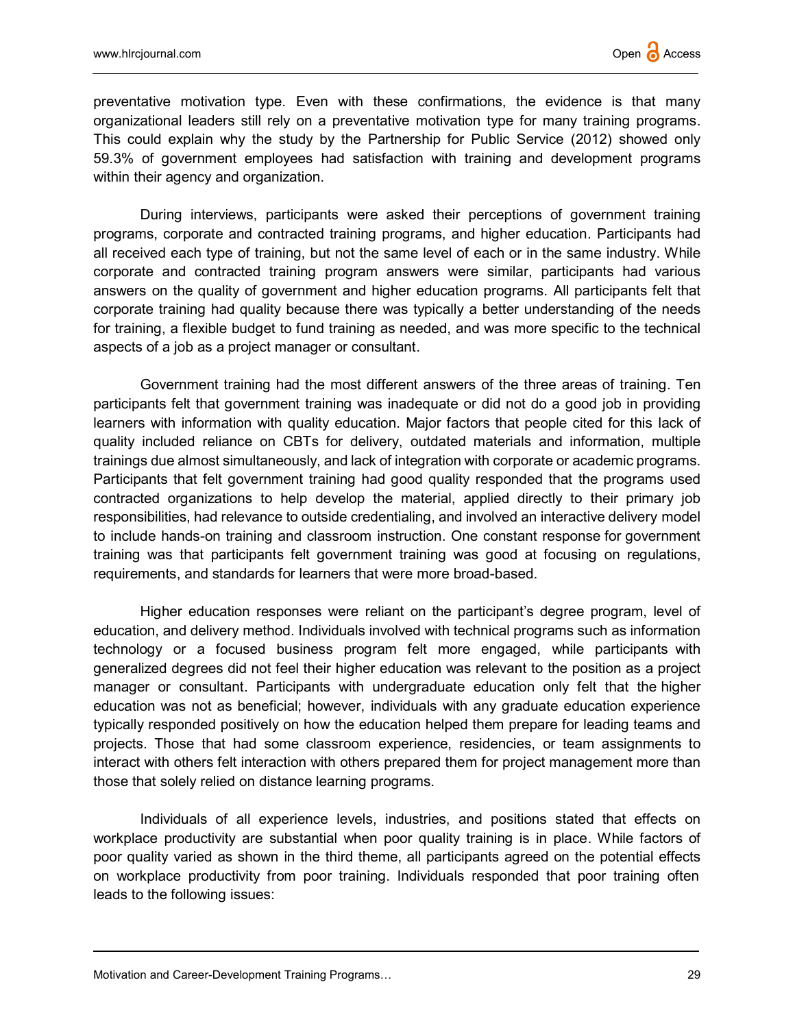preventative motivation type. Even with these confirmations, the evidence is that many organizational leaders still rely on a preventative motivation type for many training programs. This could explain why the study by the Partnership for Public Service (2012) showed only 59.3% of government employees had satisfaction with training and development programs within their agency and organization.

During interviews, participants were asked their perceptions of government training programs, corporate and contracted training programs, and higher education. Participants had all received each type of training, but not the same level of each or in the same industry. While corporate and contracted training program answers were similar, participants had various answers on the quality of government and higher education programs. All participants felt that corporate training had quality because there was typically a better understanding of the needs for training, a flexible budget to fund training as needed, and was more specific to the technical aspects of a job as a project manager or consultant.

Government training had the most different answers of the three areas of training. Ten participants felt that government training was inadequate or did not do a good job in providing learners with information with quality education. Major factors that people cited for this lack of quality included reliance on CBTs for delivery, outdated materials and information, multiple trainings due almost simultaneously, and lack of integration with corporate or academic programs. Participants that felt government training had good quality responded that the programs used contracted organizations to help develop the material, applied directly to their primary job responsibilities, had relevance to outside credentialing, and involved an interactive delivery model to include hands-on training and classroom instruction. One constant response for government training was that participants felt government training was good at focusing on regulations, requirements, and standards for learners that were more broad-based.

Higher education responses were reliant on the participant's degree program, level of education, and delivery method. Individuals involved with technical programs such as information technology or a focused business program felt more engaged, while participants with generalized degrees did not feel their higher education was relevant to the position as a project manager or consultant. Participants with undergraduate education only felt that the higher education was not as beneficial; however, individuals with any graduate education experience typically responded positively on how the education helped them prepare for leading teams and projects. Those that had some classroom experience, residencies, or team assignments to interact with others felt interaction with others prepared them for project management more than those that solely relied on distance learning programs.

Individuals of all experience levels, industries, and positions stated that effects on workplace productivity are substantial when poor quality training is in place. While factors of poor quality varied as shown in the third theme, all participants agreed on the potential effects on workplace productivity from poor training. Individuals responded that poor training often leads to the following issues: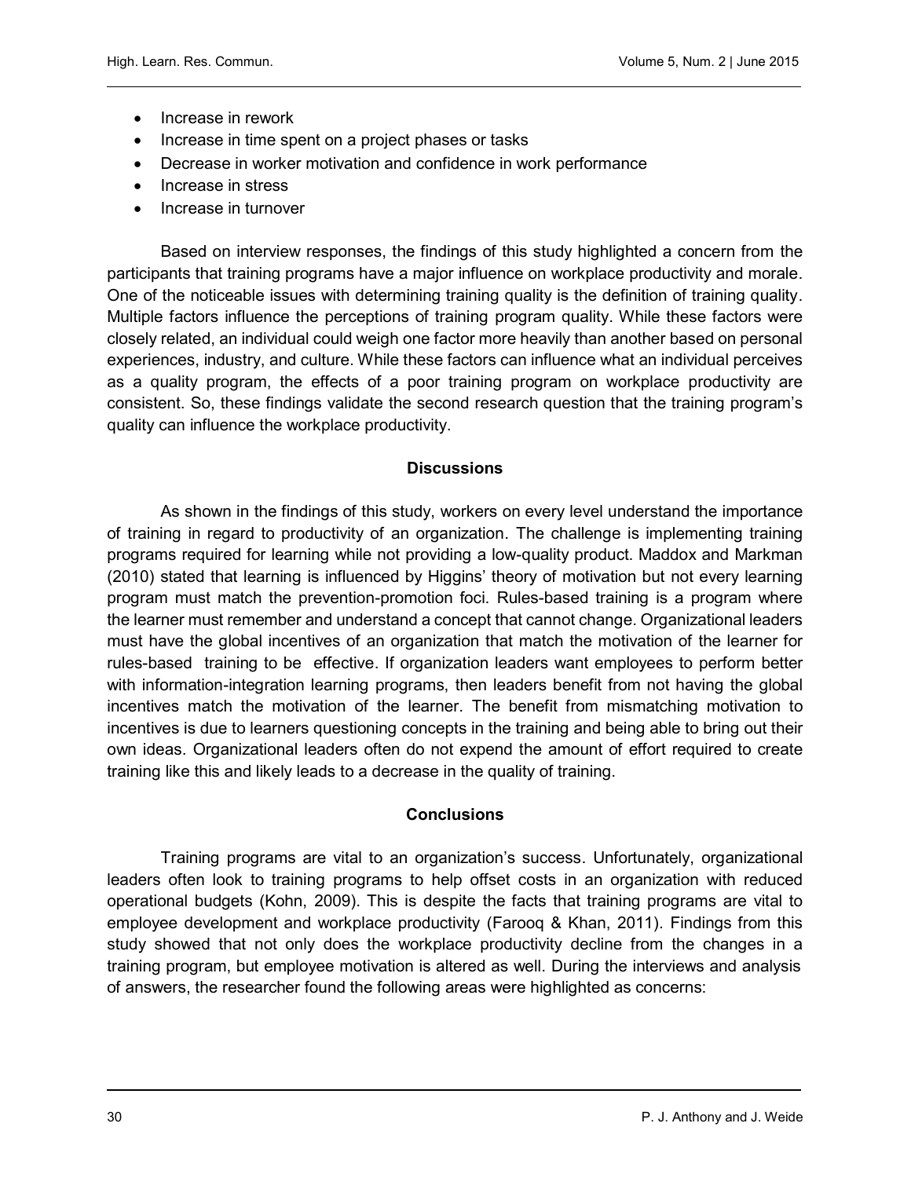- Increase in rework
- Increase in time spent on a project phases or tasks
- Decrease in worker motivation and confidence in work performance
- Increase in stress
- Increase in turnover

Based on interview responses, the findings of this study highlighted a concern from the participants that training programs have a major influence on workplace productivity and morale. One of the noticeable issues with determining training quality is the definition of training quality. Multiple factors influence the perceptions of training program quality. While these factors were closely related, an individual could weigh one factor more heavily than another based on personal experiences, industry, and culture. While these factors can influence what an individual perceives as a quality program, the effects of a poor training program on workplace productivity are consistent. So, these findings validate the second research question that the training program's quality can influence the workplace productivity.

## Discussions

As shown in the findings of this study, workers on every level understand the importance of training in regard to productivity of an organization. The challenge is implementing training programs required for learning while not providing a low-quality product. Maddox and Markman (2010) stated that learning is influenced by Higgins' theory of motivation but not every learning program must match the prevention-promotion foci. Rules-based training is a program where the learner must remember and understand a concept that cannot change. Organizational leaders must have the global incentives of an organization that match the motivation of the learner for rules-based training to be effective. If organization leaders want employees to perform better with information-integration learning programs, then leaders benefit from not having the global incentives match the motivation of the learner. The benefit from mismatching motivation to incentives is due to learners questioning concepts in the training and being able to bring out their own ideas. Organizational leaders often do not expend the amount of effort required to create training like this and likely leads to a decrease in the quality of training.

## Conclusions

Training programs are vital to an organization's success. Unfortunately, organizational leaders often look to training programs to help offset costs in an organization with reduced operational budgets (Kohn, 2009). This is despite the facts that training programs are vital to employee development and workplace productivity (Farooq & Khan, 2011). Findings from this study showed that not only does the workplace productivity decline from the changes in a training program, but employee motivation is altered as well. During the interviews and analysis of answers, the researcher found the following areas were highlighted as concerns: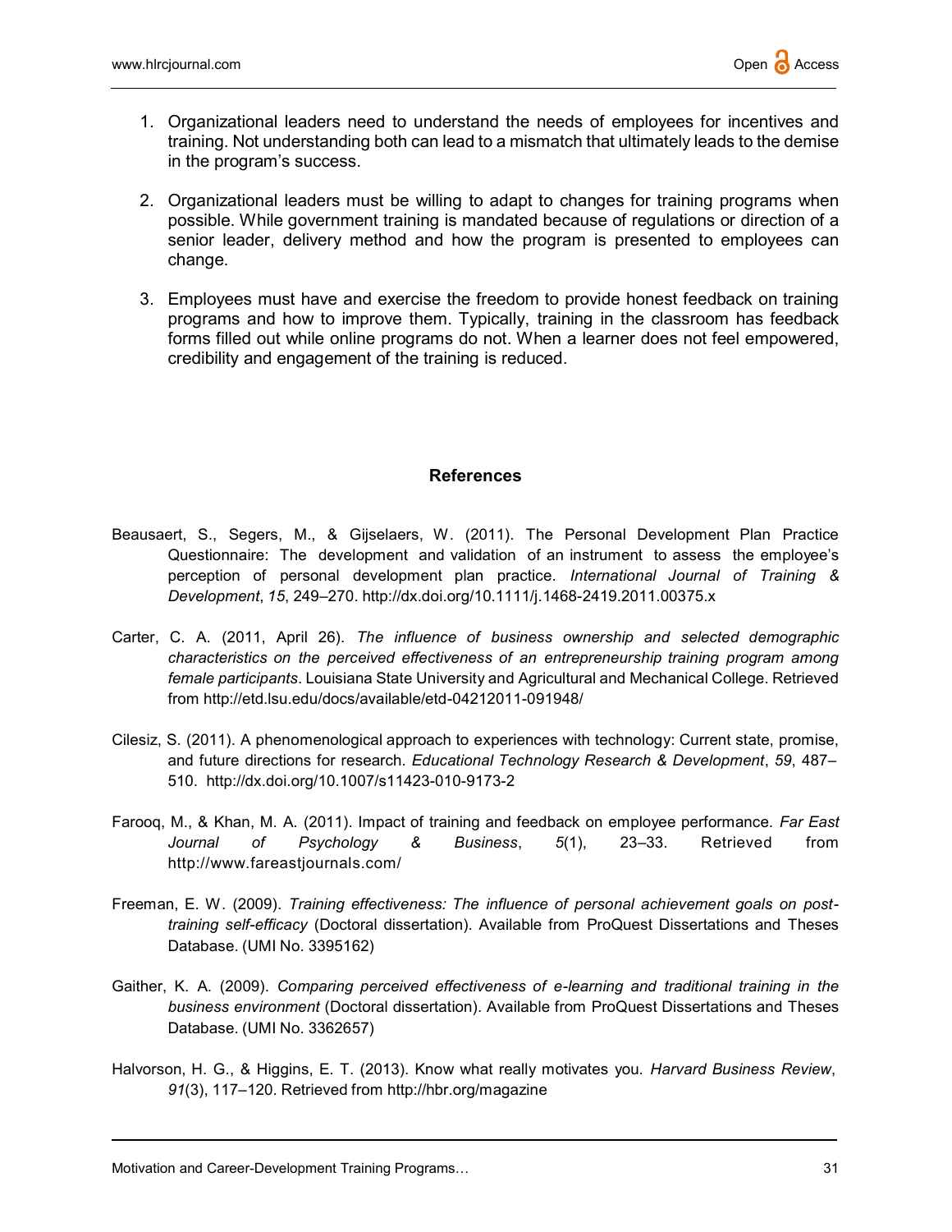1. Organizational leaders need to understand the needs of employees for incentives and training. Not understanding both can lead to a mismatch that ultimately leads to the demise in the program's success.

2. Organizational leaders must be willing to adapt to changes for training programs when possible. While government training is mandated because of regulations or direction of a senior leader, delivery method and how the program is presented to employees can change.

3. Employees must have and exercise the freedom to provide honest feedback on training programs and how to improve them. Typically, training in the classroom has feedback forms filled out while online programs do not. When a learner does not feel empowered, credibility and engagement of the training is reduced.

## References

Beausaert, S., Segers, M., & Gijselaers, W. (2011). The Personal Development Plan Practice Questionnaire: The development and validation of an instrument to assess the employee's perception of personal development plan practice. *International Journal of Training & Development*, *15*, 249–270. http://dx.doi.org/10.1111/j.1468-2419.2011.00375.x

Carter, C. A. (2011, April 26). *The influence of business ownership and selected demographic characteristics on the perceived effectiveness of an entrepreneurship training program among female participants*. Louisiana State University and Agricultural and Mechanical College. Retrieved from http://etd.lsu.edu/docs/available/etd-04212011-091948/

Cilesiz, S. (2011). A phenomenological approach to experiences with technology: Current state, promise, and future directions for research. *Educational Technology Research & Development*, *59*, 487–510. http://dx.doi.org/10.1007/s11423-010-9173-2

Farooq, M., & Khan, M. A. (2011). Impact of training and feedback on employee performance. *Far East Journal of Psychology & Business*, *5*(1), 23–33. Retrieved from http://www.fareastjournals.com/

Freeman, E. W. (2009). *Training effectiveness: The influence of personal achievement goals on post-training self-efficacy* (Doctoral dissertation). Available from ProQuest Dissertations and Theses Database. (UMI No. 3395162)

Gaither, K. A. (2009). *Comparing perceived effectiveness of e-learning and traditional training in the business environment* (Doctoral dissertation). Available from ProQuest Dissertations and Theses Database. (UMI No. 3362657)

Halvorson, H. G., & Higgins, E. T. (2013). Know what really motivates you. *Harvard Business Review*, *91*(3), 117–120. Retrieved from http://hbr.org/magazine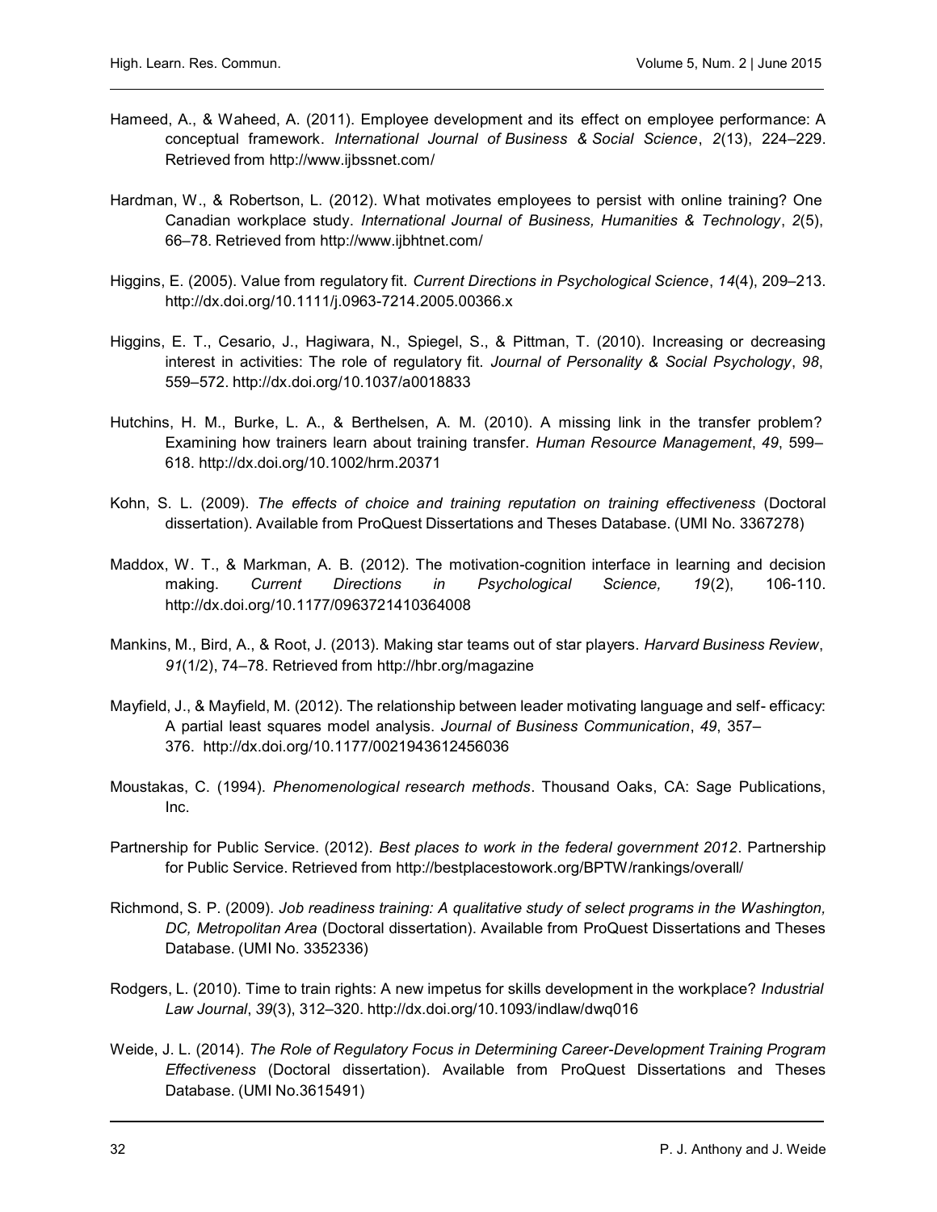Hameed, A., & Waheed, A. (2011). Employee development and its effect on employee performance: A conceptual framework. *International Journal of Business & Social Science*, *2*(13), 224–229. Retrieved from http://www.ijbssnet.com/

Hardman, W., & Robertson, L. (2012). What motivates employees to persist with online training? One Canadian workplace study. *International Journal of Business, Humanities & Technology*, *2*(5), 66–78. Retrieved from http://www.ijbhtnet.com/

Higgins, E. (2005). Value from regulatory fit. *Current Directions in Psychological Science*, *14*(4), 209–213. http://dx.doi.org/10.1111/j.0963-7214.2005.00366.x

Higgins, E. T., Cesario, J., Hagiwara, N., Spiegel, S., & Pittman, T. (2010). Increasing or decreasing interest in activities: The role of regulatory fit. *Journal of Personality & Social Psychology*, *98*, 559–572. http://dx.doi.org/10.1037/a0018833

Hutchins, H. M., Burke, L. A., & Berthelsen, A. M. (2010). A missing link in the transfer problem? Examining how trainers learn about training transfer. *Human Resource Management*, *49*, 599–618. http://dx.doi.org/10.1002/hrm.20371

Kohn, S. L. (2009). *The effects of choice and training reputation on training effectiveness* (Doctoral dissertation). Available from ProQuest Dissertations and Theses Database. (UMI No. 3367278)

Maddox, W. T., & Markman, A. B. (2012). The motivation-cognition interface in learning and decision making. *Current Directions in Psychological Science, 19*(2), 106-110. http://dx.doi.org/10.1177/0963721410364008

Mankins, M., Bird, A., & Root, J. (2013). Making star teams out of star players. *Harvard Business Review*, *91*(1/2), 74–78. Retrieved from http://hbr.org/magazine

Mayfield, J., & Mayfield, M. (2012). The relationship between leader motivating language and self- efficacy: A partial least squares model analysis. *Journal of Business Communication*, *49*, 357–376. http://dx.doi.org/10.1177/0021943612456036

Moustakas, C. (1994). *Phenomenological research methods*. Thousand Oaks, CA: Sage Publications, Inc.

Partnership for Public Service. (2012). *Best places to work in the federal government 2012*. Partnership for Public Service. Retrieved from http://bestplacestowork.org/BPTW/rankings/overall/

Richmond, S. P. (2009). *Job readiness training: A qualitative study of select programs in the Washington, DC, Metropolitan Area* (Doctoral dissertation). Available from ProQuest Dissertations and Theses Database. (UMI No. 3352336)

Rodgers, L. (2010). Time to train rights: A new impetus for skills development in the workplace? *Industrial Law Journal*, *39*(3), 312–320. http://dx.doi.org/10.1093/indlaw/dwq016

Weide, J. L. (2014). *The Role of Regulatory Focus in Determining Career-Development Training Program Effectiveness* (Doctoral dissertation). Available from ProQuest Dissertations and Theses Database. (UMI No.3615491)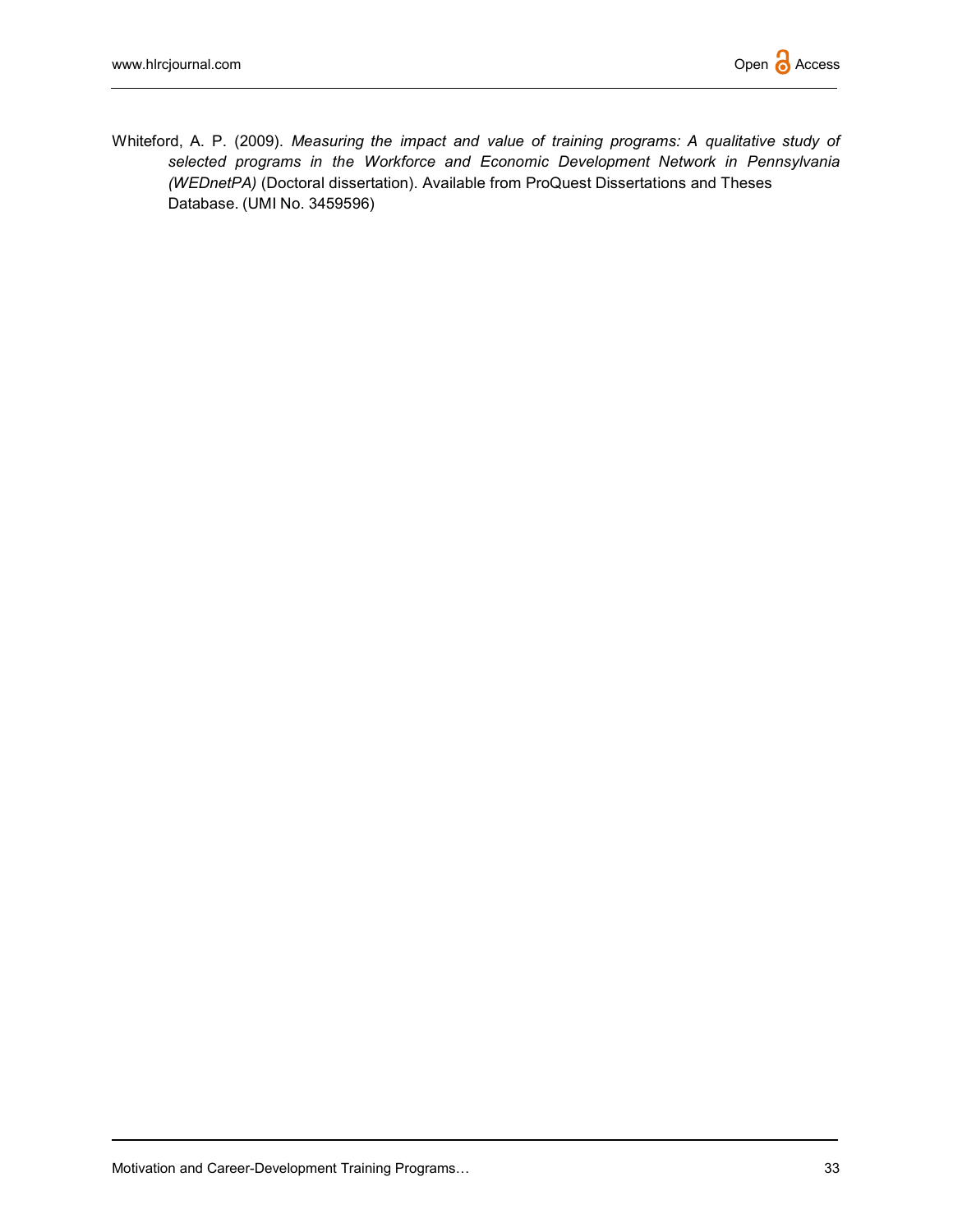Whiteford, A. P. (2009). *Measuring the impact and value of training programs: A qualitative study of selected programs in the Workforce and Economic Development Network in Pennsylvania (WEDnetPA)* (Doctoral dissertation). Available from ProQuest Dissertations and Theses Database. (UMI No. 3459596)